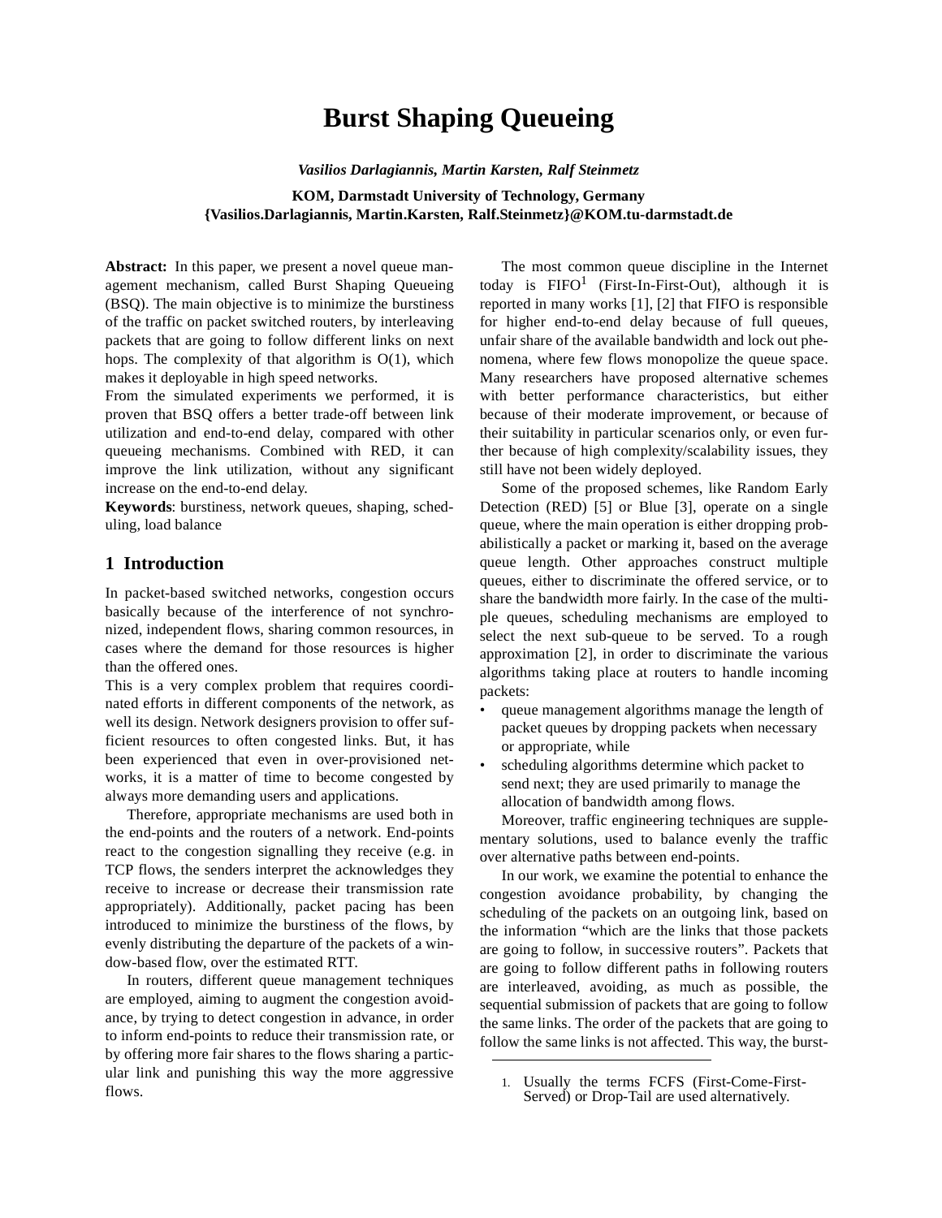# Burst Shaping Queueing

***Vasilios Darlagiannis, Martin Karsten, Ralf Steinmetz***

**KOM, Darmstadt University of Technology, Germany**
**{Vasilios.Darlagiannis, Martin.Karsten, Ralf.Steinmetz}@KOM.tu-darmstadt.de**

**Abstract:** In this paper, we present a novel queue management mechanism, called Burst Shaping Queueing (BSQ). The main objective is to minimize the burstiness of the traffic on packet switched routers, by interleaving packets that are going to follow different links on next hops. The complexity of that algorithm is O(1), which makes it deployable in high speed networks.

From the simulated experiments we performed, it is proven that BSQ offers a better trade-off between link utilization and end-to-end delay, compared with other queueing mechanisms. Combined with RED, it can improve the link utilization, without any significant increase on the end-to-end delay.

**Keywords**: burstiness, network queues, shaping, scheduling, load balance

## 1 Introduction

In packet-based switched networks, congestion occurs basically because of the interference of not synchronized, independent flows, sharing common resources, in cases where the demand for those resources is higher than the offered ones.

This is a very complex problem that requires coordinated efforts in different components of the network, as well its design. Network designers provision to offer sufficient resources to often congested links. But, it has been experienced that even in over-provisioned networks, it is a matter of time to become congested by always more demanding users and applications.

Therefore, appropriate mechanisms are used both in the end-points and the routers of a network. End-points react to the congestion signalling they receive (e.g. in TCP flows, the senders interpret the acknowledges they receive to increase or decrease their transmission rate appropriately). Additionally, packet pacing has been introduced to minimize the burstiness of the flows, by evenly distributing the departure of the packets of a window-based flow, over the estimated RTT.

In routers, different queue management techniques are employed, aiming to augment the congestion avoidance, by trying to detect congestion in advance, in order to inform end-points to reduce their transmission rate, or by offering more fair shares to the flows sharing a particular link and punishing this way the more aggressive flows.

The most common queue discipline in the Internet today is FIFO[1] (First-In-First-Out), although it is reported in many works [1], [2] that FIFO is responsible for higher end-to-end delay because of full queues, unfair share of the available bandwidth and lock out phenomena, where few flows monopolize the queue space. Many researchers have proposed alternative schemes with better performance characteristics, but either because of their moderate improvement, or because of their suitability in particular scenarios only, or even further because of high complexity/scalability issues, they still have not been widely deployed.

Some of the proposed schemes, like Random Early Detection (RED) [5] or Blue [3], operate on a single queue, where the main operation is either dropping probabilistically a packet or marking it, based on the average queue length. Other approaches construct multiple queues, either to discriminate the offered service, or to share the bandwidth more fairly. In the case of the multiple queues, scheduling mechanisms are employed to select the next sub-queue to be served. To a rough approximation [2], in order to discriminate the various algorithms taking place at routers to handle incoming packets:

- queue management algorithms manage the length of packet queues by dropping packets when necessary or appropriate, while
- scheduling algorithms determine which packet to send next; they are used primarily to manage the allocation of bandwidth among flows.

Moreover, traffic engineering techniques are supplementary solutions, used to balance evenly the traffic over alternative paths between end-points.

In our work, we examine the potential to enhance the congestion avoidance probability, by changing the scheduling of the packets on an outgoing link, based on the information "which are the links that those packets are going to follow, in successive routers". Packets that are going to follow different paths in following routers are interleaved, avoiding, as much as possible, the sequential submission of packets that are going to follow the same links. The order of the packets that are going to follow the same links is not affected. This way, the burst-

1. Usually the terms FCFS (First-Come-First-Served) or Drop-Tail are used alternatively.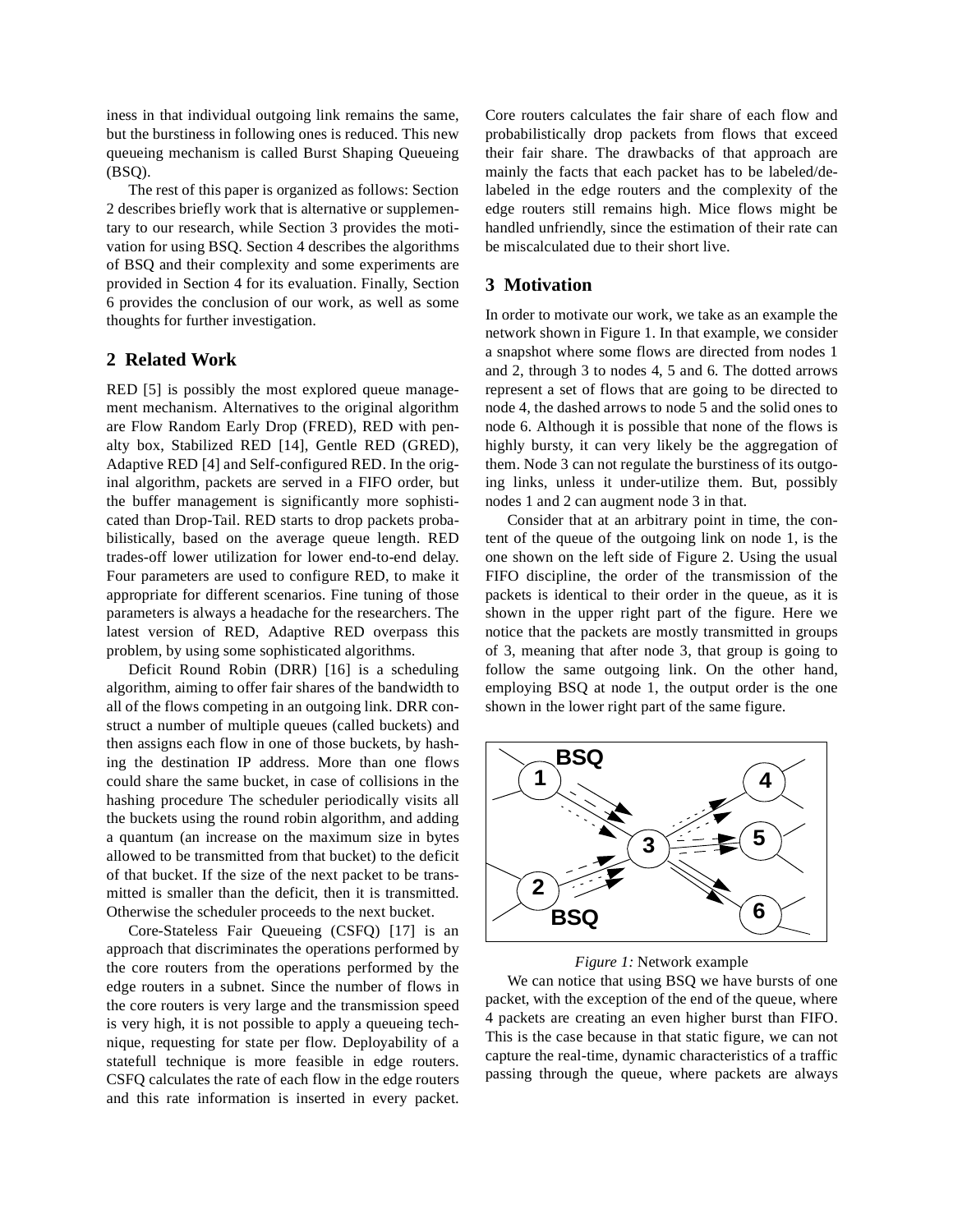iness in that individual outgoing link remains the same, but the burstiness in following ones is reduced. This new queueing mechanism is called Burst Shaping Queueing (BSQ).

The rest of this paper is organized as follows: Section 2 describes briefly work that is alternative or supplementary to our research, while Section 3 provides the motivation for using BSQ. Section 4 describes the algorithms of BSQ and their complexity and some experiments are provided in Section 4 for its evaluation. Finally, Section 6 provides the conclusion of our work, as well as some thoughts for further investigation.

## 2 Related Work

RED [5] is possibly the most explored queue management mechanism. Alternatives to the original algorithm are Flow Random Early Drop (FRED), RED with penalty box, Stabilized RED [14], Gentle RED (GRED), Adaptive RED [4] and Self-configured RED. In the original algorithm, packets are served in a FIFO order, but the buffer management is significantly more sophisticated than Drop-Tail. RED starts to drop packets probabilistically, based on the average queue length. RED trades-off lower utilization for lower end-to-end delay. Four parameters are used to configure RED, to make it appropriate for different scenarios. Fine tuning of those parameters is always a headache for the researchers. The latest version of RED, Adaptive RED overpass this problem, by using some sophisticated algorithms.

Deficit Round Robin (DRR) [16] is a scheduling algorithm, aiming to offer fair shares of the bandwidth to all of the flows competing in an outgoing link. DRR construct a number of multiple queues (called buckets) and then assigns each flow in one of those buckets, by hashing the destination IP address. More than one flows could share the same bucket, in case of collisions in the hashing procedure The scheduler periodically visits all the buckets using the round robin algorithm, and adding a quantum (an increase on the maximum size in bytes allowed to be transmitted from that bucket) to the deficit of that bucket. If the size of the next packet to be transmitted is smaller than the deficit, then it is transmitted. Otherwise the scheduler proceeds to the next bucket.

Core-Stateless Fair Queueing (CSFQ) [17] is an approach that discriminates the operations performed by the core routers from the operations performed by the edge routers in a subnet. Since the number of flows in the core routers is very large and the transmission speed is very high, it is not possible to apply a queueing technique, requesting for state per flow. Deployability of a statefull technique is more feasible in edge routers. CSFQ calculates the rate of each flow in the edge routers and this rate information is inserted in every packet. Core routers calculates the fair share of each flow and probabilistically drop packets from flows that exceed their fair share. The drawbacks of that approach are mainly the facts that each packet has to be labeled/de-labeled in the edge routers and the complexity of the edge routers still remains high. Mice flows might be handled unfriendly, since the estimation of their rate can be miscalculated due to their short live.

## 3 Motivation

In order to motivate our work, we take as an example the network shown in Figure 1. In that example, we consider a snapshot where some flows are directed from nodes 1 and 2, through 3 to nodes 4, 5 and 6. The dotted arrows represent a set of flows that are going to be directed to node 4, the dashed arrows to node 5 and the solid ones to node 6. Although it is possible that none of the flows is highly bursty, it can very likely be the aggregation of them. Node 3 can not regulate the burstiness of its outgoing links, unless it under-utilize them. But, possibly nodes 1 and 2 can augment node 3 in that.

Consider that at an arbitrary point in time, the content of the queue of the outgoing link on node 1, is the one shown on the left side of Figure 2. Using the usual FIFO discipline, the order of the transmission of the packets is identical to their order in the queue, as it is shown in the upper right part of the figure. Here we notice that the packets are mostly transmitted in groups of 3, meaning that after node 3, that group is going to follow the same outgoing link. On the other hand, employing BSQ at node 1, the output order is the one shown in the lower right part of the same figure.

*Figure 1:* Network example

We can notice that using BSQ we have bursts of one packet, with the exception of the end of the queue, where 4 packets are creating an even higher burst than FIFO. This is the case because in that static figure, we can not capture the real-time, dynamic characteristics of a traffic passing through the queue, where packets are always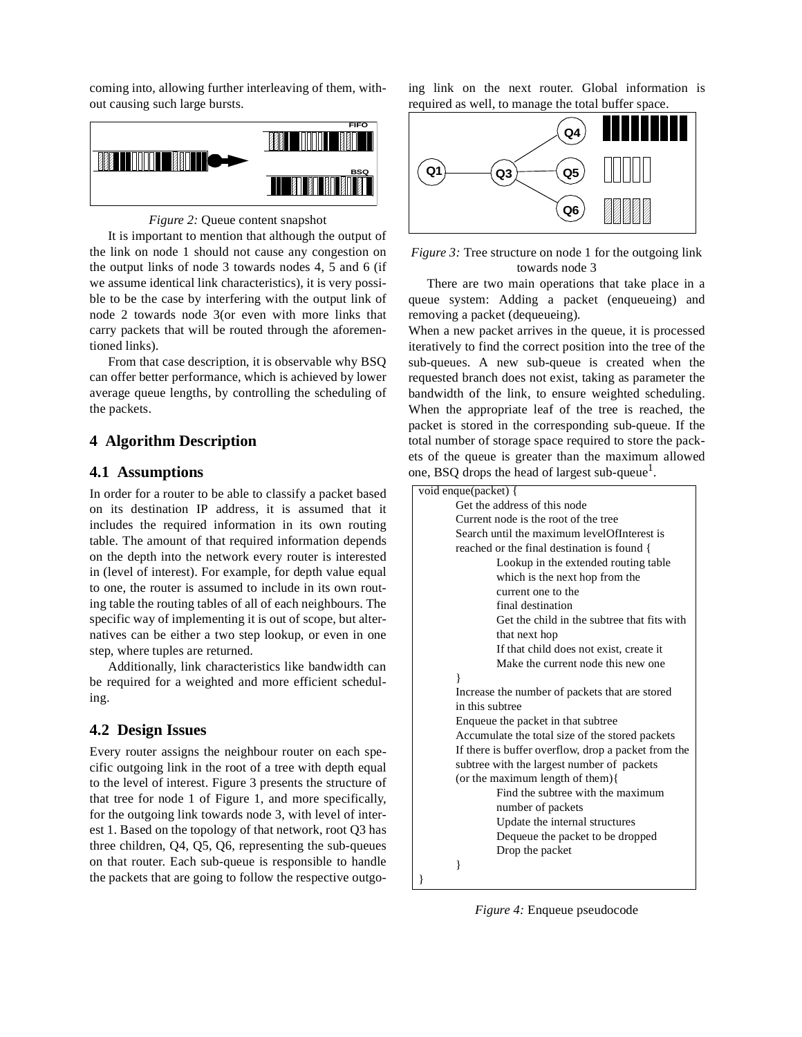coming into, allowing further interleaving of them, without causing such large bursts.

*Figure 2:* Queue content snapshot

It is important to mention that although the output of the link on node 1 should not cause any congestion on the output links of node 3 towards nodes 4, 5 and 6 (if we assume identical link characteristics), it is very possible to be the case by interfering with the output link of node 2 towards node 3(or even with more links that carry packets that will be routed through the aforementioned links).

From that case description, it is observable why BSQ can offer better performance, which is achieved by lower average queue lengths, by controlling the scheduling of the packets.

## 4 Algorithm Description

### 4.1 Assumptions

In order for a router to be able to classify a packet based on its destination IP address, it is assumed that it includes the required information in its own routing table. The amount of that required information depends on the depth into the network every router is interested in (level of interest). For example, for depth value equal to one, the router is assumed to include in its own routing table the routing tables of all of each neighbours. The specific way of implementing it is out of scope, but alternatives can be either a two step lookup, or even in one step, where tuples are returned.

Additionally, link characteristics like bandwidth can be required for a weighted and more efficient scheduling.

### 4.2 Design Issues

Every router assigns the neighbour router on each specific outgoing link in the root of a tree with depth equal to the level of interest. Figure 3 presents the structure of that tree for node 1 of Figure 1, and more specifically, for the outgoing link towards node 3, with level of interest 1. Based on the topology of that network, root Q3 has three children, Q4, Q5, Q6, representing the sub-queues on that router. Each sub-queue is responsible to handle the packets that are going to follow the respective outgoing link on the next router. Global information is required as well, to manage the total buffer space.

*Figure 3:* Tree structure on node 1 for the outgoing link towards node 3

There are two main operations that take place in a queue system: Adding a packet (enqueueing) and removing a packet (dequeueing).

When a new packet arrives in the queue, it is processed iteratively to find the correct position into the tree of the sub-queues. A new sub-queue is created when the requested branch does not exist, taking as parameter the bandwidth of the link, to ensure weighted scheduling. When the appropriate leaf of the tree is reached, the packet is stored in the corresponding sub-queue. If the total number of storage space required to store the packets of the queue is greater than the maximum allowed one, BSQ drops the head of largest sub-queue[1].

```
void enque(packet) {
        Get the address of this node
        Current node is the root of the tree
        Search until the maximum levelOfInterest is
        reached or the final destination is found {
                Lookup in the extended routing table
                which is the next hop from the
                current one to the
                final destination
                Get the child in the subtree that fits with
                that next hop
                If that child does not exist, create it
                Make the current node this new one
        }
        Increase the number of packets that are stored
        in this subtree
        Enqueue the packet in that subtree
        Accumulate the total size of the stored packets
        If there is buffer overflow, drop a packet from the
        subtree with the largest number of  packets
        (or the maximum length of them){
                Find the subtree with the maximum
                number of packets
                Update the internal structures
                Dequeue the packet to be dropped
                Drop the packet
        }
}
```

*Figure 4:* Enqueue pseudocode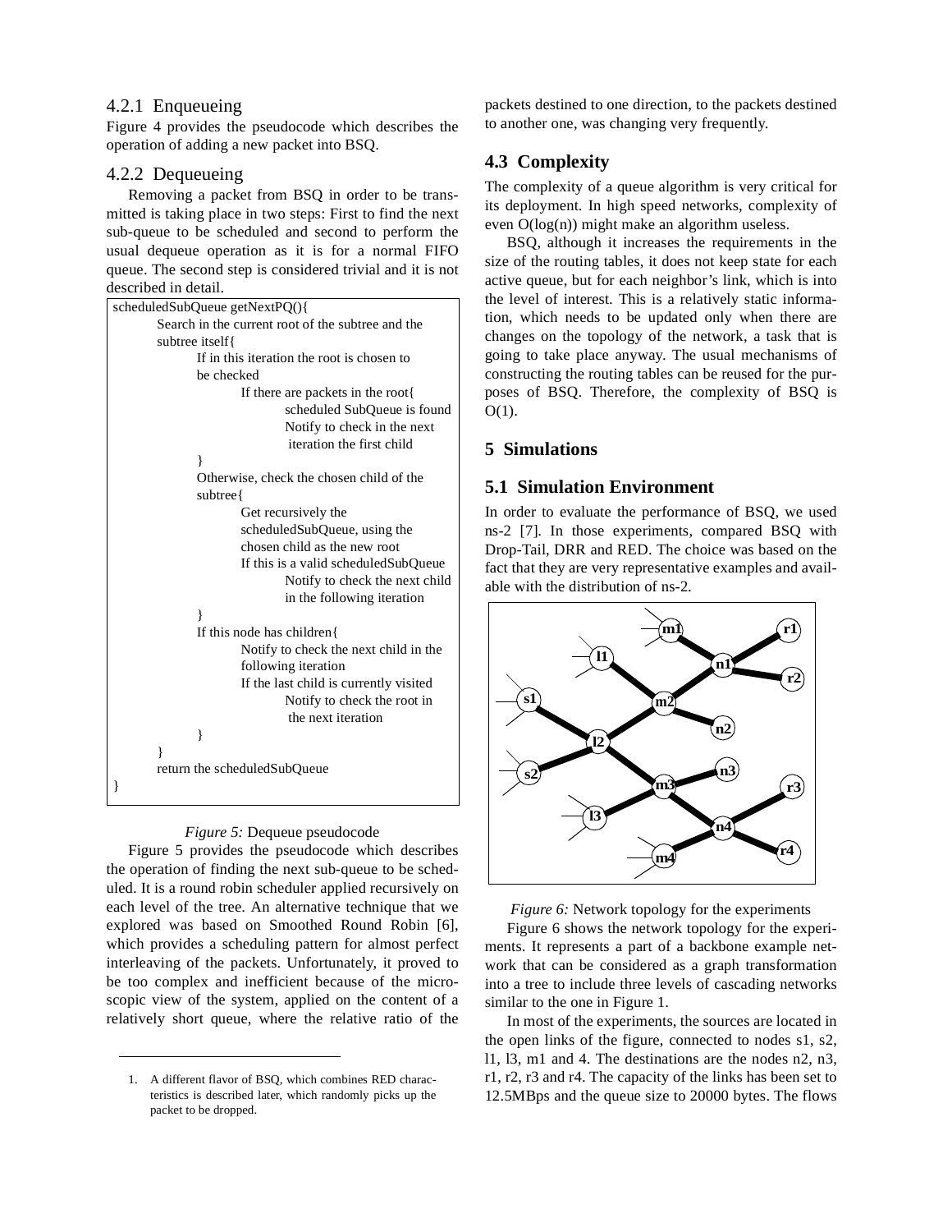### 4.2.1 Enqueueing

Figure 4 provides the pseudocode which describes the operation of adding a new packet into BSQ.

### 4.2.2 Dequeueing

Removing a packet from BSQ in order to be transmitted is taking place in two steps: First to find the next sub-queue to be scheduled and second to perform the usual dequeue operation as it is for a normal FIFO queue. The second step is considered trivial and it is not described in detail.

```
scheduledSubQueue getNextPQ(){
        Search in the current root of the subtree and the
        subtree itself{
                If in this iteration the root is chosen to
                be checked
                        If there are packets in the root{
                                scheduled SubQueue is found
                                Notify to check in the next
                                 iteration the first child
                }
                Otherwise, check the chosen child of the
                subtree{
                        Get recursively the
                        scheduledSubQueue, using the
                        chosen child as the new root
                        If this is a valid scheduledSubQueue
                                Notify to check the next child
                                in the following iteration
                }
                If this node has children{
                        Notify to check the next child in the
                        following iteration
                        If the last child is currently visited
                                Notify to check the root in
                                 the next iteration
                }
        }
        return the scheduledSubQueue
}
```

*Figure 5:* Dequeue pseudocode

Figure 5 provides the pseudocode which describes the operation of finding the next sub-queue to be scheduled. It is a round robin scheduler applied recursively on each level of the tree. An alternative technique that we explored was based on Smoothed Round Robin [6], which provides a scheduling pattern for almost perfect interleaving of the packets. Unfortunately, it proved to be too complex and inefficient because of the microscopic view of the system, applied on the content of a relatively short queue, where the relative ratio of the packets destined to one direction, to the packets destined to another one, was changing very frequently.

## 4.3 Complexity

The complexity of a queue algorithm is very critical for its deployment. In high speed networks, complexity of even O(log(n)) might make an algorithm useless.

BSQ, although it increases the requirements in the size of the routing tables, it does not keep state for each active queue, but for each neighbor's link, which is into the level of interest. This is a relatively static information, which needs to be updated only when there are changes on the topology of the network, a task that is going to take place anyway. The usual mechanisms of constructing the routing tables can be reused for the purposes of BSQ. Therefore, the complexity of BSQ is O(1).

# 5 Simulations

## 5.1 Simulation Environment

In order to evaluate the performance of BSQ, we used ns-2 [7]. In those experiments, compared BSQ with Drop-Tail, DRR and RED. The choice was based on the fact that they are very representative examples and available with the distribution of ns-2.

*Figure 6:* Network topology for the experiments

Figure 6 shows the network topology for the experiments. It represents a part of a backbone example network that can be considered as a graph transformation into a tree to include three levels of cascading networks similar to the one in Figure 1.

In most of the experiments, the sources are located in the open links of the figure, connected to nodes s1, s2, l1, l3, m1 and 4. The destinations are the nodes n2, n3, r1, r2, r3 and r4. The capacity of the links has been set to 12.5MBps and the queue size to 20000 bytes. The flows

1. A different flavor of BSQ, which combines RED characteristics is described later, which randomly picks up the packet to be dropped.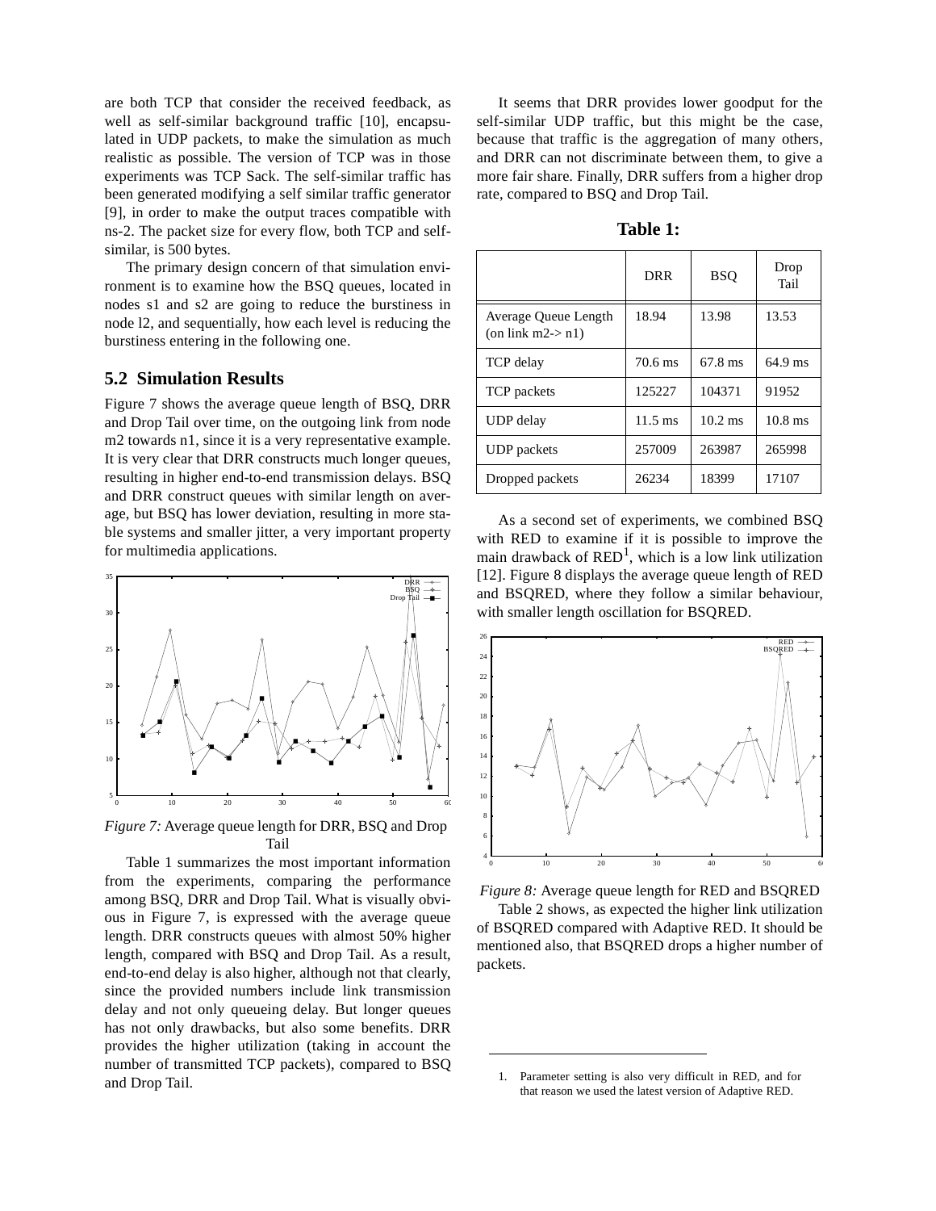are both TCP that consider the received feedback, as well as self-similar background traffic [10], encapsulated in UDP packets, to make the simulation as much realistic as possible. The version of TCP was in those experiments was TCP Sack. The self-similar traffic has been generated modifying a self similar traffic generator [9], in order to make the output traces compatible with ns-2. The packet size for every flow, both TCP and self-similar, is 500 bytes.

The primary design concern of that simulation environment is to examine how the BSQ queues, located in nodes s1 and s2 are going to reduce the burstiness in node l2, and sequentially, how each level is reducing the burstiness entering in the following one.

## 5.2 Simulation Results

Figure 7 shows the average queue length of BSQ, DRR and Drop Tail over time, on the outgoing link from node m2 towards n1, since it is a very representative example. It is very clear that DRR constructs much longer queues, resulting in higher end-to-end transmission delays. BSQ and DRR construct queues with similar length on average, but BSQ has lower deviation, resulting in more stable systems and smaller jitter, a very important property for multimedia applications.

*Figure 7:* Average queue length for DRR, BSQ and Drop Tail

Table 1 summarizes the most important information from the experiments, comparing the performance among BSQ, DRR and Drop Tail. What is visually obvious in Figure 7, is expressed with the average queue length. DRR constructs queues with almost 50% higher length, compared with BSQ and Drop Tail. As a result, end-to-end delay is also higher, although not that clearly, since the provided numbers include link transmission delay and not only queueing delay. But longer queues has not only drawbacks, but also some benefits. DRR provides the higher utilization (taking in account the number of transmitted TCP packets), compared to BSQ and Drop Tail.

It seems that DRR provides lower goodput for the self-similar UDP traffic, but this might be the case, because that traffic is the aggregation of many others, and DRR can not discriminate between them, to give a more fair share. Finally, DRR suffers from a higher drop rate, compared to BSQ and Drop Tail.

**Table 1:**

| | DRR | BSQ | Drop Tail |
|---|---|---|---|
| Average Queue Length (on link m2-> n1) | 18.94 | 13.98 | 13.53 |
| TCP delay | 70.6 ms | 67.8 ms | 64.9 ms |
| TCP packets | 125227 | 104371 | 91952 |
| UDP delay | 11.5 ms | 10.2 ms | 10.8 ms |
| UDP packets | 257009 | 263987 | 265998 |
| Dropped packets | 26234 | 18399 | 17107 |

As a second set of experiments, we combined BSQ with RED to examine if it is possible to improve the main drawback of RED[1], which is a low link utilization [12]. Figure 8 displays the average queue length of RED and BSQRED, where they follow a similar behaviour, with smaller length oscillation for BSQRED.

*Figure 8:* Average queue length for RED and BSQRED

Table 2 shows, as expected the higher link utilization of BSQRED compared with Adaptive RED. It should be mentioned also, that BSQRED drops a higher number of packets.

1. Parameter setting is also very difficult in RED, and for that reason we used the latest version of Adaptive RED.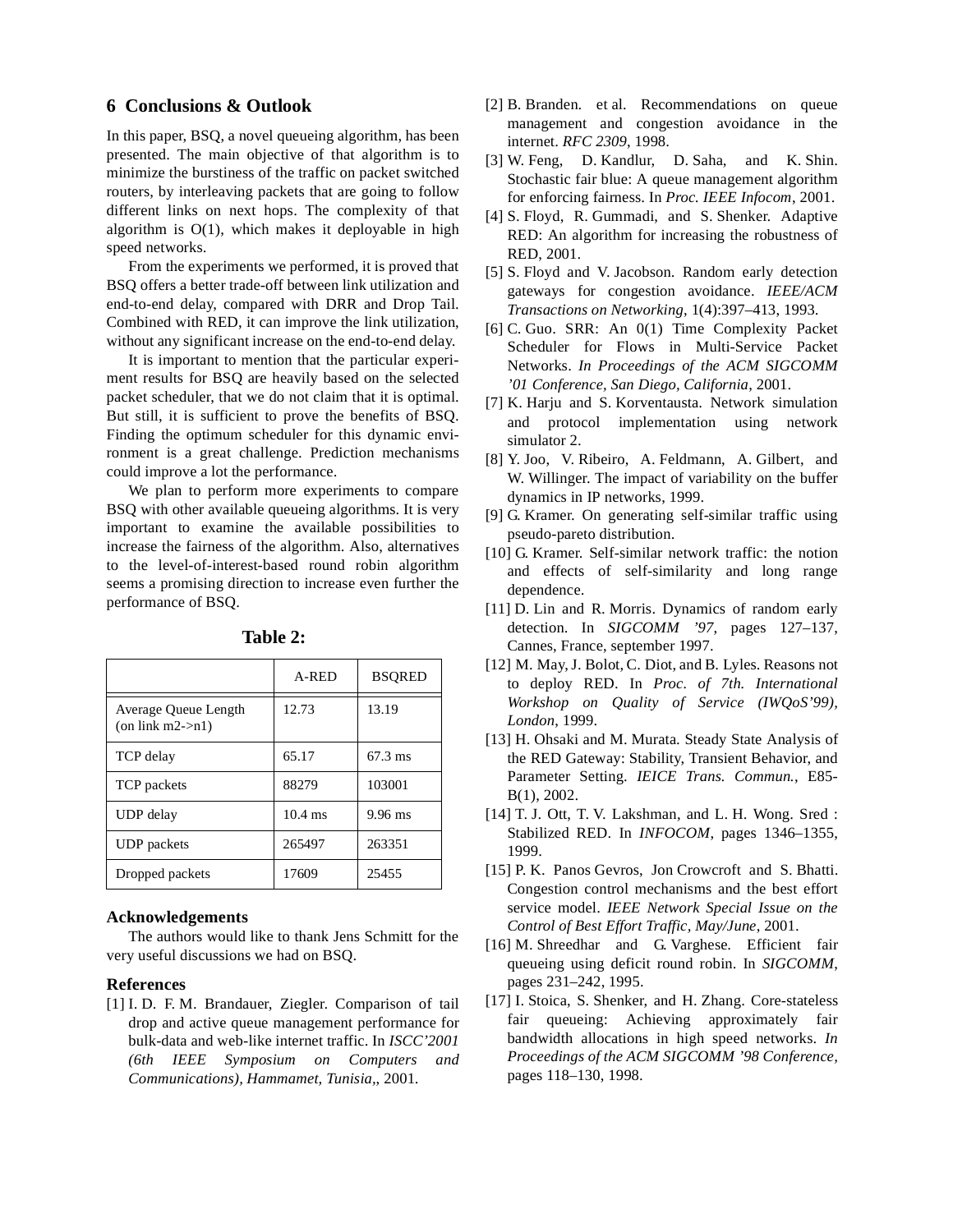## 6 Conclusions & Outlook

In this paper, BSQ, a novel queueing algorithm, has been presented. The main objective of that algorithm is to minimize the burstiness of the traffic on packet switched routers, by interleaving packets that are going to follow different links on next hops. The complexity of that algorithm is O(1), which makes it deployable in high speed networks.

From the experiments we performed, it is proved that BSQ offers a better trade-off between link utilization and end-to-end delay, compared with DRR and Drop Tail. Combined with RED, it can improve the link utilization, without any significant increase on the end-to-end delay.

It is important to mention that the particular experiment results for BSQ are heavily based on the selected packet scheduler, that we do not claim that it is optimal. But still, it is sufficient to prove the benefits of BSQ. Finding the optimum scheduler for this dynamic environment is a great challenge. Prediction mechanisms could improve a lot the performance.

We plan to perform more experiments to compare BSQ with other available queueing algorithms. It is very important to examine the available possibilities to increase the fairness of the algorithm. Also, alternatives to the level-of-interest-based round robin algorithm seems a promising direction to increase even further the performance of BSQ.

**Table 2:**

| | A-RED | BSQRED |
|---|---|---|
| Average Queue Length (on link m2->n1) | 12.73 | 13.19 |
| TCP delay | 65.17 | 67.3 ms |
| TCP packets | 88279 | 103001 |
| UDP delay | 10.4 ms | 9.96 ms |
| UDP packets | 265497 | 263351 |
| Dropped packets | 17609 | 25455 |

### Acknowledgements

The authors would like to thank Jens Schmitt for the very useful discussions we had on BSQ.

### References

[1] I. D. F. M. Brandauer, Ziegler. Comparison of tail drop and active queue management performance for bulk-data and web-like internet traffic. In *ISCC'2001 (6th IEEE Symposium on Computers and Communications), Hammamet, Tunisia,*, 2001.

[2] B. Branden. et al. Recommendations on queue management and congestion avoidance in the internet. *RFC 2309*, 1998.

[3] W. Feng, D. Kandlur, D. Saha, and K. Shin. Stochastic fair blue: A queue management algorithm for enforcing fairness. In *Proc. IEEE Infocom*, 2001.

[4] S. Floyd, R. Gummadi, and S. Shenker. Adaptive RED: An algorithm for increasing the robustness of RED, 2001.

[5] S. Floyd and V. Jacobson. Random early detection gateways for congestion avoidance. *IEEE/ACM Transactions on Networking*, 1(4):397–413, 1993.

[6] C. Guo. SRR: An 0(1) Time Complexity Packet Scheduler for Flows in Multi-Service Packet Networks. *In Proceedings of the ACM SIGCOMM '01 Conference, San Diego, California*, 2001.

[7] K. Harju and S. Korventausta. Network simulation and protocol implementation using network simulator 2.

[8] Y. Joo, V. Ribeiro, A. Feldmann, A. Gilbert, and W. Willinger. The impact of variability on the buffer dynamics in IP networks, 1999.

[9] G. Kramer. On generating self-similar traffic using pseudo-pareto distribution.

[10] G. Kramer. Self-similar network traffic: the notion and effects of self-similarity and long range dependence.

[11] D. Lin and R. Morris. Dynamics of random early detection. In *SIGCOMM '97*, pages 127–137, Cannes, France, september 1997.

[12] M. May, J. Bolot, C. Diot, and B. Lyles. Reasons not to deploy RED. In *Proc. of 7th. International Workshop on Quality of Service (IWQoS'99), London*, 1999.

[13] H. Ohsaki and M. Murata. Steady State Analysis of the RED Gateway: Stability, Transient Behavior, and Parameter Setting. *IEICE Trans. Commun.*, E85-B(1), 2002.

[14] T. J. Ott, T. V. Lakshman, and L. H. Wong. Sred : Stabilized RED. In *INFOCOM*, pages 1346–1355, 1999.

[15] P. K. Panos Gevros, Jon Crowcroft and S. Bhatti. Congestion control mechanisms and the best effort service model. *IEEE Network Special Issue on the Control of Best Effort Traffic, May/June*, 2001.

[16] M. Shreedhar and G. Varghese. Efficient fair queueing using deficit round robin. In *SIGCOMM*, pages 231–242, 1995.

[17] I. Stoica, S. Shenker, and H. Zhang. Core-stateless fair queueing: Achieving approximately fair bandwidth allocations in high speed networks. *In Proceedings of the ACM SIGCOMM '98 Conference*, pages 118–130, 1998.